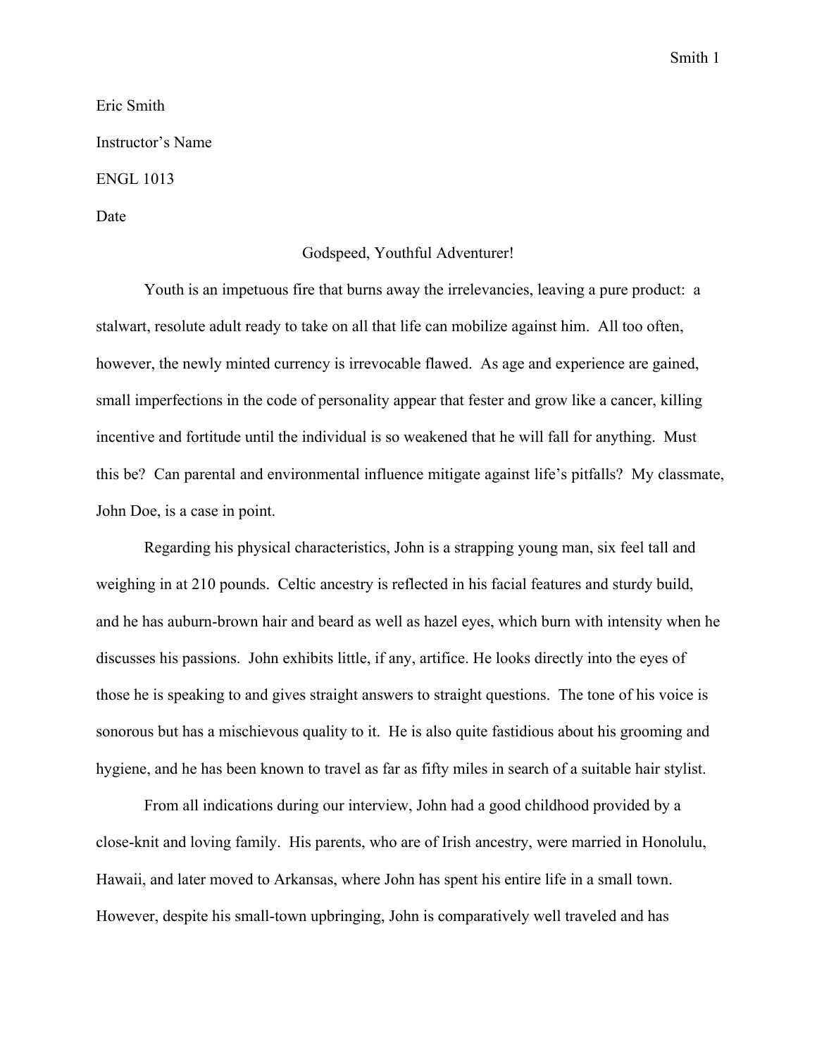Eric Smith

Instructor's Name

ENGL 1013

Date

# Godspeed, Youthful Adventurer!

Youth is an impetuous fire that burns away the irrelevancies, leaving a pure product: a stalwart, resolute adult ready to take on all that life can mobilize against him. All too often, however, the newly minted currency is irrevocable flawed. As age and experience are gained, small imperfections in the code of personality appear that fester and grow like a cancer, killing incentive and fortitude until the individual is so weakened that he will fall for anything. Must this be? Can parental and environmental influence mitigate against life's pitfalls? My classmate, John Doe, is a case in point.

Regarding his physical characteristics, John is a strapping young man, six feel tall and weighing in at 210 pounds. Celtic ancestry is reflected in his facial features and sturdy build, and he has auburn-brown hair and beard as well as hazel eyes, which burn with intensity when he discusses his passions. John exhibits little, if any, artifice. He looks directly into the eyes of those he is speaking to and gives straight answers to straight questions. The tone of his voice is sonorous but has a mischievous quality to it. He is also quite fastidious about his grooming and hygiene, and he has been known to travel as far as fifty miles in search of a suitable hair stylist.

From all indications during our interview, John had a good childhood provided by a close-knit and loving family. His parents, who are of Irish ancestry, were married in Honolulu, Hawaii, and later moved to Arkansas, where John has spent his entire life in a small town. However, despite his small-town upbringing, John is comparatively well traveled and has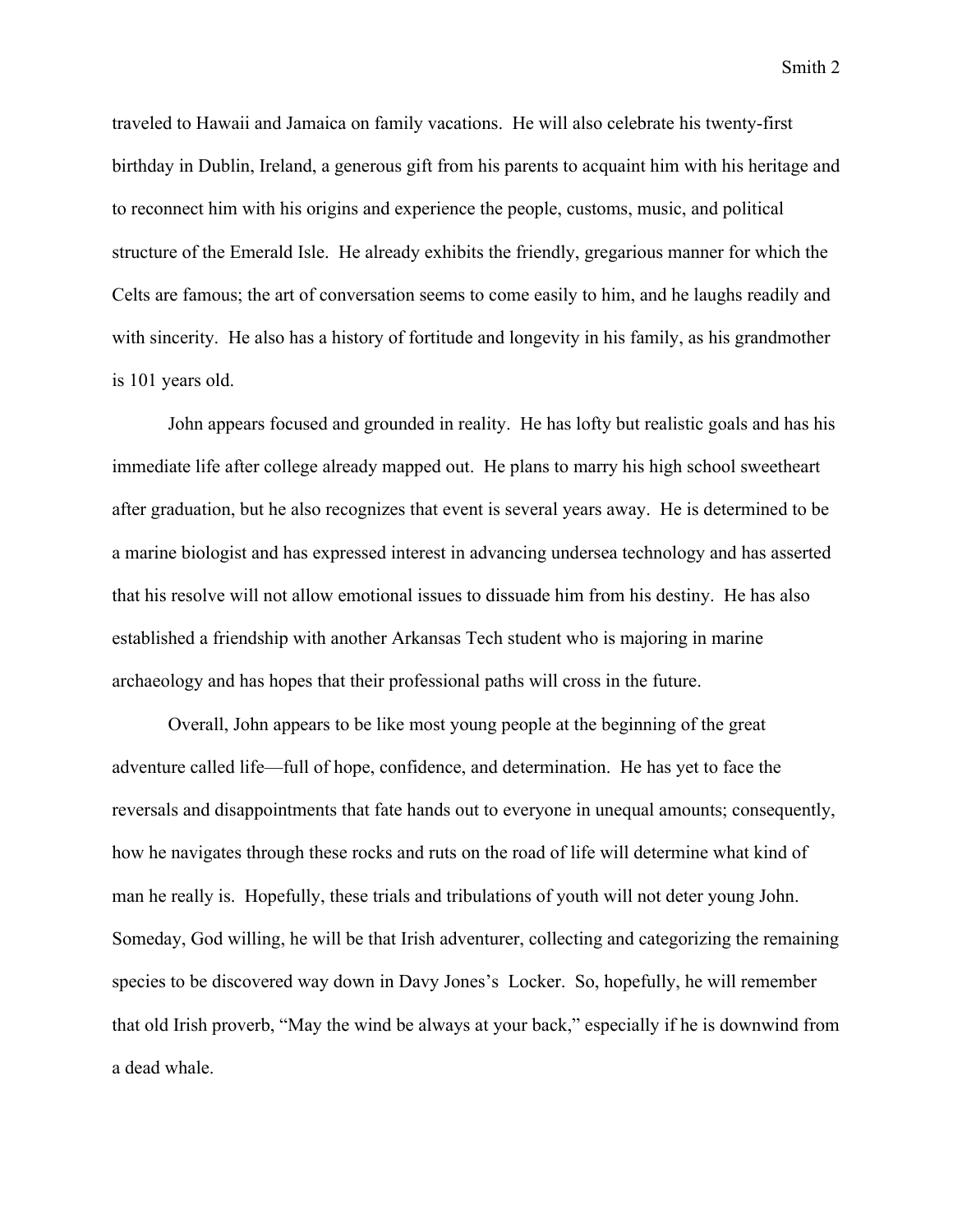traveled to Hawaii and Jamaica on family vacations. He will also celebrate his twenty-first birthday in Dublin, Ireland, a generous gift from his parents to acquaint him with his heritage and to reconnect him with his origins and experience the people, customs, music, and political structure of the Emerald Isle. He already exhibits the friendly, gregarious manner for which the Celts are famous; the art of conversation seems to come easily to him, and he laughs readily and with sincerity. He also has a history of fortitude and longevity in his family, as his grandmother is 101 years old.

John appears focused and grounded in reality. He has lofty but realistic goals and has his immediate life after college already mapped out. He plans to marry his high school sweetheart after graduation, but he also recognizes that event is several years away. He is determined to be a marine biologist and has expressed interest in advancing undersea technology and has asserted that his resolve will not allow emotional issues to dissuade him from his destiny. He has also established a friendship with another Arkansas Tech student who is majoring in marine archaeology and has hopes that their professional paths will cross in the future.

Overall, John appears to be like most young people at the beginning of the great adventure called life—full of hope, confidence, and determination. He has yet to face the reversals and disappointments that fate hands out to everyone in unequal amounts; consequently, how he navigates through these rocks and ruts on the road of life will determine what kind of man he really is. Hopefully, these trials and tribulations of youth will not deter young John. Someday, God willing, he will be that Irish adventurer, collecting and categorizing the remaining species to be discovered way down in Davy Jones's Locker. So, hopefully, he will remember that old Irish proverb, "May the wind be always at your back," especially if he is downwind from a dead whale.